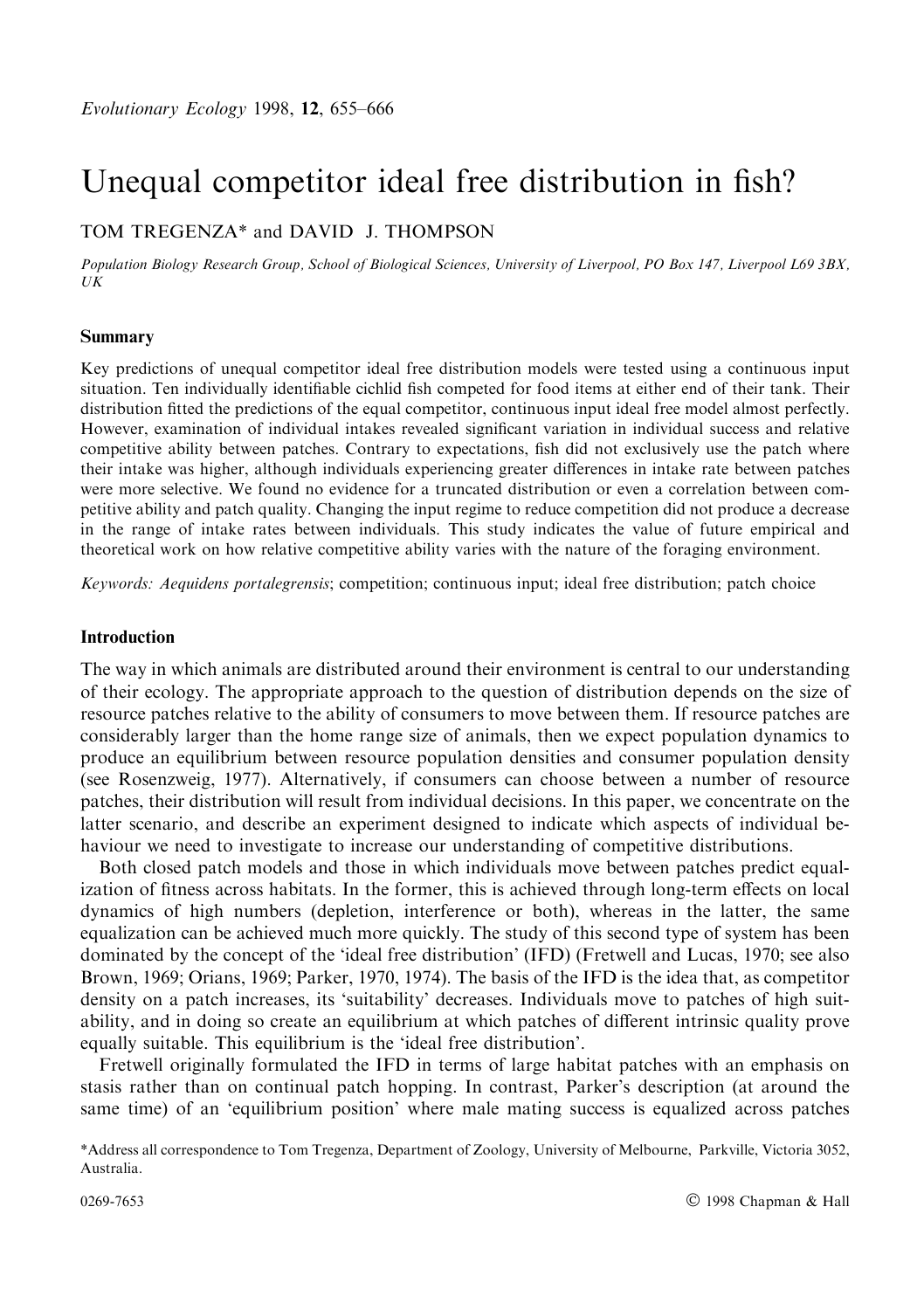# Unequal competitor ideal free distribution in fish?

TOM TREGENZA* and DAVID J. THOMPSON

*Population Biology Research Group, School of Biological Sciences, University of Liverpool, PO Box 147, Liverpool L69 3BX, UK*

## Summary

Key predictions of unequal competitor ideal free distribution models were tested using a continuous input situation. Ten individually identifiable cichlid fish competed for food items at either end of their tank. Their distribution fitted the predictions of the equal competitor, continuous input ideal free model almost perfectly. However, examination of individual intakes revealed significant variation in individual success and relative competitive ability between patches. Contrary to expectations, fish did not exclusively use the patch where their intake was higher, although individuals experiencing greater differences in intake rate between patches were more selective. We found no evidence for a truncated distribution or even a correlation between competitive ability and patch quality. Changing the input regime to reduce competition did not produce a decrease in the range of intake rates between individuals. This study indicates the value of future empirical and theoretical work on how relative competitive ability varies with the nature of the foraging environment.

*Keywords: Aequidens portalegrensis*; competition; continuous input; ideal free distribution; patch choice

## Introduction

The way in which animals are distributed around their environment is central to our understanding of their ecology. The appropriate approach to the question of distribution depends on the size of resource patches relative to the ability of consumers to move between them. If resource patches are considerably larger than the home range size of animals, then we expect population dynamics to produce an equilibrium between resource population densities and consumer population density (see Rosenzweig, 1977). Alternatively, if consumers can choose between a number of resource patches, their distribution will result from individual decisions. In this paper, we concentrate on the latter scenario, and describe an experiment designed to indicate which aspects of individual behaviour we need to investigate to increase our understanding of competitive distributions.

Both closed patch models and those in which individuals move between patches predict equalization of fitness across habitats. In the former, this is achieved through long-term effects on local dynamics of high numbers (depletion, interference or both), whereas in the latter, the same equalization can be achieved much more quickly. The study of this second type of system has been dominated by the concept of the 'ideal free distribution' (IFD) (Fretwell and Lucas, 1970; see also Brown, 1969; Orians, 1969; Parker, 1970, 1974). The basis of the IFD is the idea that, as competitor density on a patch increases, its 'suitability' decreases. Individuals move to patches of high suitability, and in doing so create an equilibrium at which patches of different intrinsic quality prove equally suitable. This equilibrium is the 'ideal free distribution'.

Fretwell originally formulated the IFD in terms of large habitat patches with an emphasis on stasis rather than on continual patch hopping. In contrast, Parker's description (at around the same time) of an 'equilibrium position' where male mating success is equalized across patches

*Address all correspondence to Tom Tregenza, Department of Zoology, University of Melbourne, Parkville, Victoria 3052, Australia.

0269-7653 © 1998 Chapman & Hall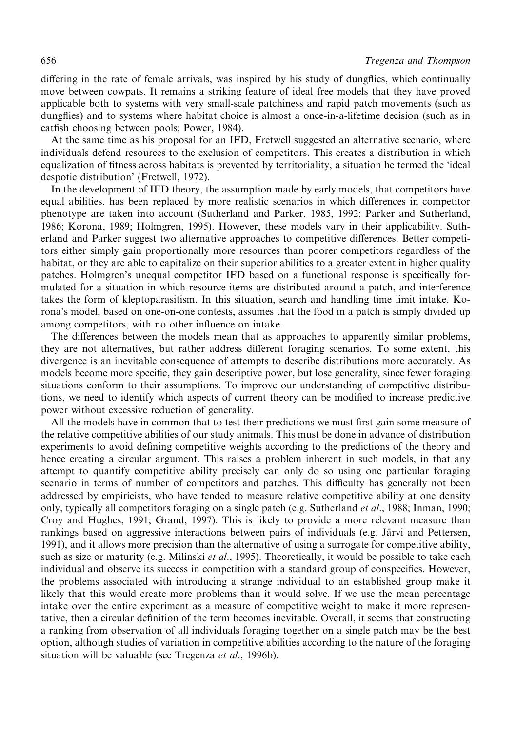differing in the rate of female arrivals, was inspired by his study of dungflies, which continually move between cowpats. It remains a striking feature of ideal free models that they have proved applicable both to systems with very small-scale patchiness and rapid patch movements (such as dungflies) and to systems where habitat choice is almost a once-in-a-lifetime decision (such as in catfish choosing between pools; Power, 1984).

At the same time as his proposal for an IFD, Fretwell suggested an alternative scenario, where individuals defend resources to the exclusion of competitors. This creates a distribution in which equalization of fitness across habitats is prevented by territoriality, a situation he termed the 'ideal despotic distribution' (Fretwell, 1972).

In the development of IFD theory, the assumption made by early models, that competitors have equal abilities, has been replaced by more realistic scenarios in which differences in competitor phenotype are taken into account (Sutherland and Parker, 1985, 1992; Parker and Sutherland, 1986; Korona, 1989; Holmgren, 1995). However, these models vary in their applicability. Sutherland and Parker suggest two alternative approaches to competitive differences. Better competitors either simply gain proportionally more resources than poorer competitors regardless of the habitat, or they are able to capitalize on their superior abilities to a greater extent in higher quality patches. Holmgren's unequal competitor IFD based on a functional response is specifically formulated for a situation in which resource items are distributed around a patch, and interference takes the form of kleptoparasitism. In this situation, search and handling time limit intake. Korona's model, based on one-on-one contests, assumes that the food in a patch is simply divided up among competitors, with no other influence on intake.

The differences between the models mean that as approaches to apparently similar problems, they are not alternatives, but rather address different foraging scenarios. To some extent, this divergence is an inevitable consequence of attempts to describe distributions more accurately. As models become more specific, they gain descriptive power, but lose generality, since fewer foraging situations conform to their assumptions. To improve our understanding of competitive distributions, we need to identify which aspects of current theory can be modified to increase predictive power without excessive reduction of generality.

All the models have in common that to test their predictions we must first gain some measure of the relative competitive abilities of our study animals. This must be done in advance of distribution experiments to avoid defining competitive weights according to the predictions of the theory and hence creating a circular argument. This raises a problem inherent in such models, in that any attempt to quantify competitive ability precisely can only do so using one particular foraging scenario in terms of number of competitors and patches. This difficulty has generally not been addressed by empiricists, who have tended to measure relative competitive ability at one density only, typically all competitors foraging on a single patch (e.g. Sutherland *et al.*, 1988; Inman, 1990; Croy and Hughes, 1991; Grand, 1997). This is likely to provide a more relevant measure than rankings based on aggressive interactions between pairs of individuals (e.g. Järvi and Pettersen, 1991), and it allows more precision than the alternative of using a surrogate for competitive ability, such as size or maturity (e.g. Milinski *et al.*, 1995). Theoretically, it would be possible to take each individual and observe its success in competition with a standard group of conspecifics. However, the problems associated with introducing a strange individual to an established group make it likely that this would create more problems than it would solve. If we use the mean percentage intake over the entire experiment as a measure of competitive weight to make it more representative, then a circular definition of the term becomes inevitable. Overall, it seems that constructing a ranking from observation of all individuals foraging together on a single patch may be the best option, although studies of variation in competitive abilities according to the nature of the foraging situation will be valuable (see Tregenza *et al.*, 1996b).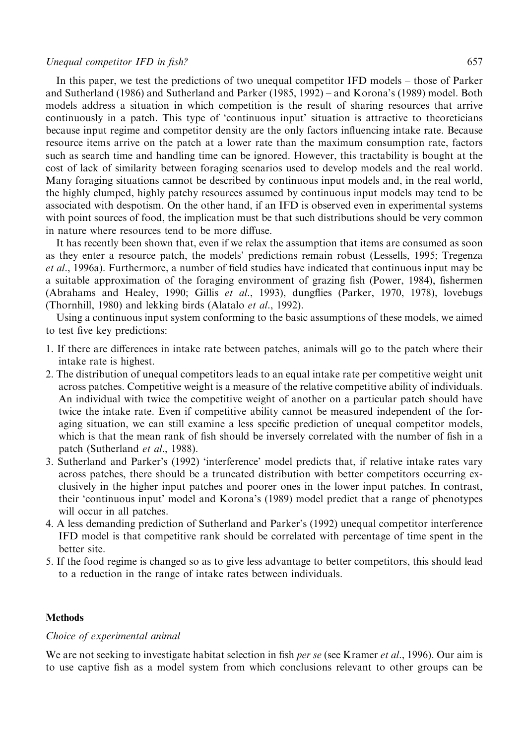In this paper, we test the predictions of two unequal competitor IFD models – those of Parker and Sutherland (1986) and Sutherland and Parker (1985, 1992) – and Korona's (1989) model. Both models address a situation in which competition is the result of sharing resources that arrive continuously in a patch. This type of 'continuous input' situation is attractive to theoreticians because input regime and competitor density are the only factors influencing intake rate. Because resource items arrive on the patch at a lower rate than the maximum consumption rate, factors such as search time and handling time can be ignored. However, this tractability is bought at the cost of lack of similarity between foraging scenarios used to develop models and the real world. Many foraging situations cannot be described by continuous input models and, in the real world, the highly clumped, highly patchy resources assumed by continuous input models may tend to be associated with despotism. On the other hand, if an IFD is observed even in experimental systems with point sources of food, the implication must be that such distributions should be very common in nature where resources tend to be more diffuse.

It has recently been shown that, even if we relax the assumption that items are consumed as soon as they enter a resource patch, the models' predictions remain robust (Lessells, 1995; Tregenza *et al.*, 1996a). Furthermore, a number of field studies have indicated that continuous input may be a suitable approximation of the foraging environment of grazing fish (Power, 1984), fishermen (Abrahams and Healey, 1990; Gillis *et al.*, 1993), dungflies (Parker, 1970, 1978), lovebugs (Thornhill, 1980) and lekking birds (Alatalo *et al.*, 1992).

Using a continuous input system conforming to the basic assumptions of these models, we aimed to test five key predictions:

1. If there are differences in intake rate between patches, animals will go to the patch where their intake rate is highest.
2. The distribution of unequal competitors leads to an equal intake rate per competitive weight unit across patches. Competitive weight is a measure of the relative competitive ability of individuals. An individual with twice the competitive weight of another on a particular patch should have twice the intake rate. Even if competitive ability cannot be measured independent of the foraging situation, we can still examine a less specific prediction of unequal competitor models, which is that the mean rank of fish should be inversely correlated with the number of fish in a patch (Sutherland *et al.*, 1988).
3. Sutherland and Parker's (1992) 'interference' model predicts that, if relative intake rates vary across patches, there should be a truncated distribution with better competitors occurring exclusively in the higher input patches and poorer ones in the lower input patches. In contrast, their 'continuous input' model and Korona's (1989) model predict that a range of phenotypes will occur in all patches.
4. A less demanding prediction of Sutherland and Parker's (1992) unequal competitor interference IFD model is that competitive rank should be correlated with percentage of time spent in the better site.
5. If the food regime is changed so as to give less advantage to better competitors, this should lead to a reduction in the range of intake rates between individuals.

## Methods

### *Choice of experimental animal*

We are not seeking to investigate habitat selection in fish *per se* (see Kramer *et al.*, 1996). Our aim is to use captive fish as a model system from which conclusions relevant to other groups can be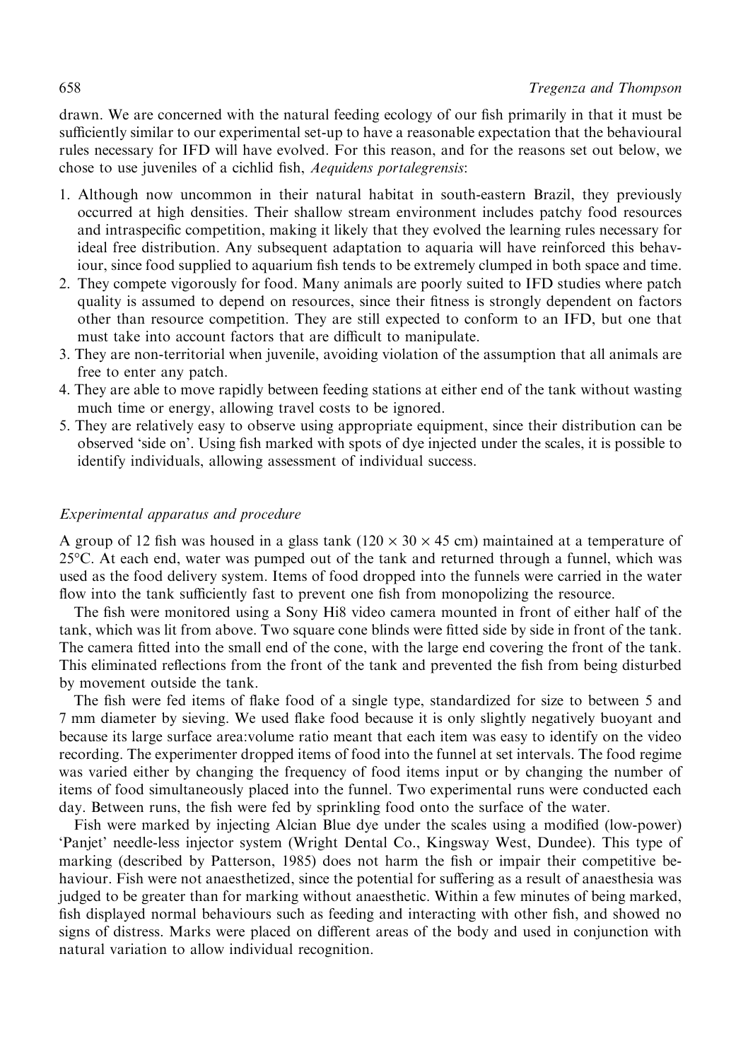drawn. We are concerned with the natural feeding ecology of our fish primarily in that it must be sufficiently similar to our experimental set-up to have a reasonable expectation that the behavioural rules necessary for IFD will have evolved. For this reason, and for the reasons set out below, we chose to use juveniles of a cichlid fish, *Aequidens portalegrensis*:

1. Although now uncommon in their natural habitat in south-eastern Brazil, they previously occurred at high densities. Their shallow stream environment includes patchy food resources and intraspecific competition, making it likely that they evolved the learning rules necessary for ideal free distribution. Any subsequent adaptation to aquaria will have reinforced this behaviour, since food supplied to aquarium fish tends to be extremely clumped in both space and time.
2. They compete vigorously for food. Many animals are poorly suited to IFD studies where patch quality is assumed to depend on resources, since their fitness is strongly dependent on factors other than resource competition. They are still expected to conform to an IFD, but one that must take into account factors that are difficult to manipulate.
3. They are non-territorial when juvenile, avoiding violation of the assumption that all animals are free to enter any patch.
4. They are able to move rapidly between feeding stations at either end of the tank without wasting much time or energy, allowing travel costs to be ignored.
5. They are relatively easy to observe using appropriate equipment, since their distribution can be observed 'side on'. Using fish marked with spots of dye injected under the scales, it is possible to identify individuals, allowing assessment of individual success.

### *Experimental apparatus and procedure*

A group of 12 fish was housed in a glass tank ($120 \times 30 \times 45$ cm) maintained at a temperature of 25°C. At each end, water was pumped out of the tank and returned through a funnel, which was used as the food delivery system. Items of food dropped into the funnels were carried in the water flow into the tank sufficiently fast to prevent one fish from monopolizing the resource.

The fish were monitored using a Sony Hi8 video camera mounted in front of either half of the tank, which was lit from above. Two square cone blinds were fitted side by side in front of the tank. The camera fitted into the small end of the cone, with the large end covering the front of the tank. This eliminated reflections from the front of the tank and prevented the fish from being disturbed by movement outside the tank.

The fish were fed items of flake food of a single type, standardized for size to between 5 and 7 mm diameter by sieving. We used flake food because it is only slightly negatively buoyant and because its large surface area:volume ratio meant that each item was easy to identify on the video recording. The experimenter dropped items of food into the funnel at set intervals. The food regime was varied either by changing the frequency of food items input or by changing the number of items of food simultaneously placed into the funnel. Two experimental runs were conducted each day. Between runs, the fish were fed by sprinkling food onto the surface of the water.

Fish were marked by injecting Alcian Blue dye under the scales using a modified (low-power) 'Panjet' needle-less injector system (Wright Dental Co., Kingsway West, Dundee). This type of marking (described by Patterson, 1985) does not harm the fish or impair their competitive behaviour. Fish were not anaesthetized, since the potential for suffering as a result of anaesthesia was judged to be greater than for marking without anaesthetic. Within a few minutes of being marked, fish displayed normal behaviours such as feeding and interacting with other fish, and showed no signs of distress. Marks were placed on different areas of the body and used in conjunction with natural variation to allow individual recognition.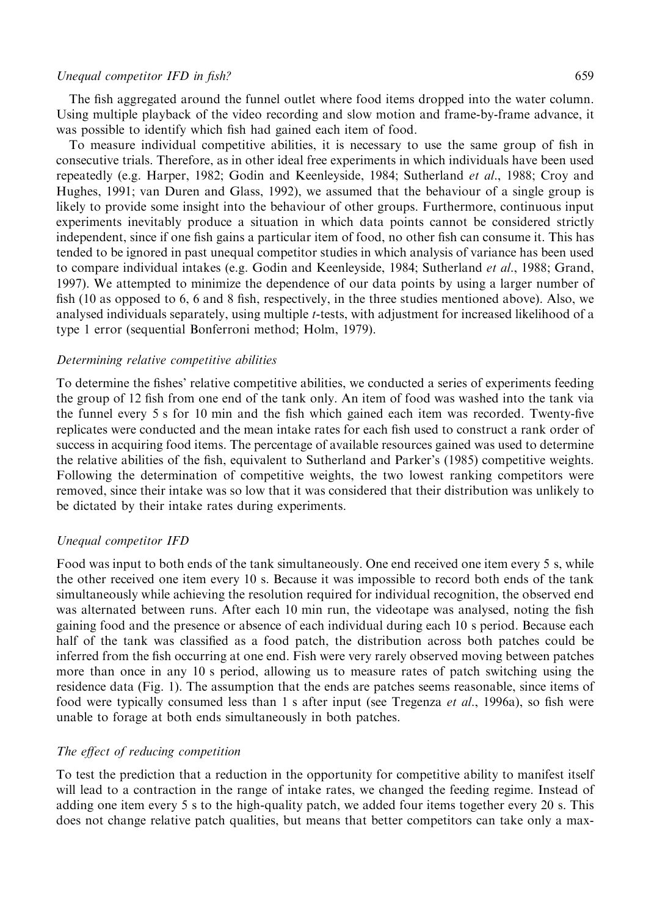The fish aggregated around the funnel outlet where food items dropped into the water column. Using multiple playback of the video recording and slow motion and frame-by-frame advance, it was possible to identify which fish had gained each item of food.

To measure individual competitive abilities, it is necessary to use the same group of fish in consecutive trials. Therefore, as in other ideal free experiments in which individuals have been used repeatedly (e.g. Harper, 1982; Godin and Keenleyside, 1984; Sutherland *et al.*, 1988; Croy and Hughes, 1991; van Duren and Glass, 1992), we assumed that the behaviour of a single group is likely to provide some insight into the behaviour of other groups. Furthermore, continuous input experiments inevitably produce a situation in which data points cannot be considered strictly independent, since if one fish gains a particular item of food, no other fish can consume it. This has tended to be ignored in past unequal competitor studies in which analysis of variance has been used to compare individual intakes (e.g. Godin and Keenleyside, 1984; Sutherland *et al.*, 1988; Grand, 1997). We attempted to minimize the dependence of our data points by using a larger number of fish (10 as opposed to 6, 6 and 8 fish, respectively, in the three studies mentioned above). Also, we analysed individuals separately, using multiple *t*-tests, with adjustment for increased likelihood of a type 1 error (sequential Bonferroni method; Holm, 1979).

### *Determining relative competitive abilities*

To determine the fishes' relative competitive abilities, we conducted a series of experiments feeding the group of 12 fish from one end of the tank only. An item of food was washed into the tank via the funnel every 5 s for 10 min and the fish which gained each item was recorded. Twenty-five replicates were conducted and the mean intake rates for each fish used to construct a rank order of success in acquiring food items. The percentage of available resources gained was used to determine the relative abilities of the fish, equivalent to Sutherland and Parker's (1985) competitive weights. Following the determination of competitive weights, the two lowest ranking competitors were removed, since their intake was so low that it was considered that their distribution was unlikely to be dictated by their intake rates during experiments.

### *Unequal competitor IFD*

Food was input to both ends of the tank simultaneously. One end received one item every 5 s, while the other received one item every 10 s. Because it was impossible to record both ends of the tank simultaneously while achieving the resolution required for individual recognition, the observed end was alternated between runs. After each 10 min run, the videotape was analysed, noting the fish gaining food and the presence or absence of each individual during each 10 s period. Because each half of the tank was classified as a food patch, the distribution across both patches could be inferred from the fish occurring at one end. Fish were very rarely observed moving between patches more than once in any 10 s period, allowing us to measure rates of patch switching using the residence data (Fig. 1). The assumption that the ends are patches seems reasonable, since items of food were typically consumed less than 1 s after input (see Tregenza *et al.*, 1996a), so fish were unable to forage at both ends simultaneously in both patches.

### *The effect of reducing competition*

To test the prediction that a reduction in the opportunity for competitive ability to manifest itself will lead to a contraction in the range of intake rates, we changed the feeding regime. Instead of adding one item every 5 s to the high-quality patch, we added four items together every 20 s. This does not change relative patch qualities, but means that better competitors can take only a max-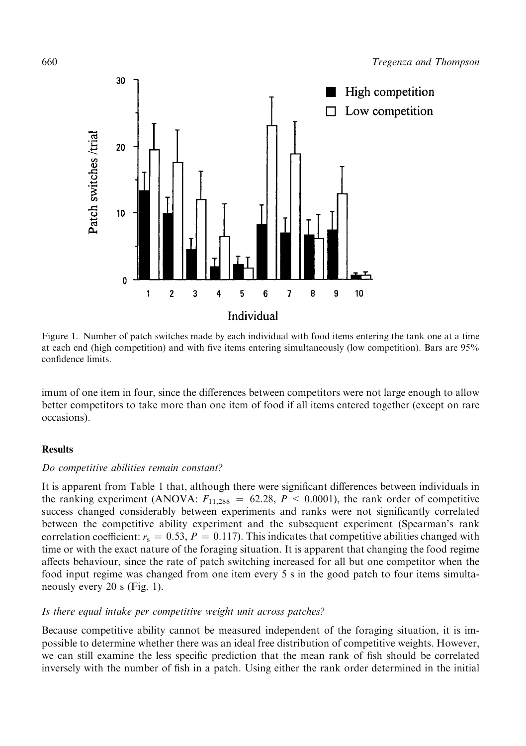Figure 1. Number of patch switches made by each individual with food items entering the tank one at a time at each end (high competition) and with five items entering simultaneously (low competition). Bars are 95% confidence limits.

imum of one item in four, since the differences between competitors were not large enough to allow better competitors to take more than one item of food if all items entered together (except on rare occasions).

## Results

### *Do competitive abilities remain constant?*

It is apparent from Table 1 that, although there were significant differences between individuals in the ranking experiment (ANOVA: $F_{11,288} = 62.28$, $P < 0.0001$), the rank order of competitive success changed considerably between experiments and ranks were not significantly correlated between the competitive ability experiment and the subsequent experiment (Spearman's rank correlation coefficient: $r_s = 0.53$, $P = 0.117$). This indicates that competitive abilities changed with time or with the exact nature of the foraging situation. It is apparent that changing the food regime affects behaviour, since the rate of patch switching increased for all but one competitor when the food input regime was changed from one item every 5 s in the good patch to four items simultaneously every 20 s (Fig. 1).

### *Is there equal intake per competitive weight unit across patches?*

Because competitive ability cannot be measured independent of the foraging situation, it is impossible to determine whether there was an ideal free distribution of competitive weights. However, we can still examine the less specific prediction that the mean rank of fish should be correlated inversely with the number of fish in a patch. Using either the rank order determined in the initial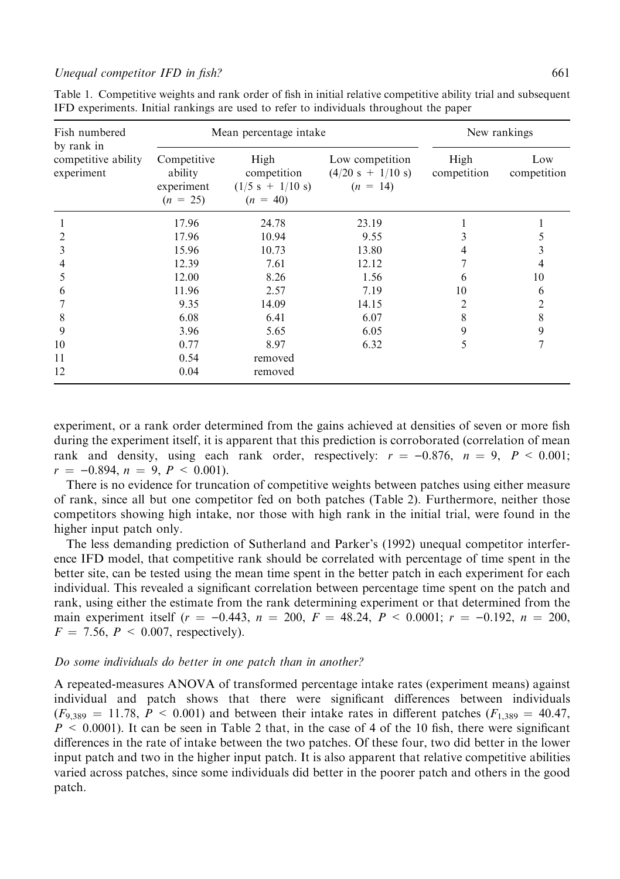Table 1. Competitive weights and rank order of fish in initial relative competitive ability trial and subsequent IFD experiments. Initial rankings are used to refer to individuals throughout the paper

| Fish numbered by rank in competitive ability experiment | Mean percentage intake | | | New rankings | |
|---|---|---|---|---|---|
| | Competitive ability experiment ($n = 25$) | High competition (1/5 s + 1/10 s) ($n = 40$) | Low competition (4/20 s + 1/10 s) ($n = 14$) | High competition | Low competition |
| 1 | 17.96 | 24.78 | 23.19 | 1 | 1 |
| 2 | 17.96 | 10.94 | 9.55 | 3 | 5 |
| 3 | 15.96 | 10.73 | 13.80 | 4 | 3 |
| 4 | 12.39 | 7.61 | 12.12 | 7 | 4 |
| 5 | 12.00 | 8.26 | 1.56 | 6 | 10 |
| 6 | 11.96 | 2.57 | 7.19 | 10 | 6 |
| 7 | 9.35 | 14.09 | 14.15 | 2 | 2 |
| 8 | 6.08 | 6.41 | 6.07 | 8 | 8 |
| 9 | 3.96 | 5.65 | 6.05 | 9 | 9 |
| 10 | 0.77 | 8.97 | 6.32 | 5 | 7 |
| 11 | 0.54 | removed | | | |
| 12 | 0.04 | removed | | | |

experiment, or a rank order determined from the gains achieved at densities of seven or more fish during the experiment itself, it is apparent that this prediction is corroborated (correlation of mean rank and density, using each rank order, respectively: $r = -0.876$, $n = 9$, $P < 0.001$; $r = -0.894$, $n = 9$, $P < 0.001$).

There is no evidence for truncation of competitive weights between patches using either measure of rank, since all but one competitor fed on both patches (Table 2). Furthermore, neither those competitors showing high intake, nor those with high rank in the initial trial, were found in the higher input patch only.

The less demanding prediction of Sutherland and Parker's (1992) unequal competitor interference IFD model, that competitive rank should be correlated with percentage of time spent in the better site, can be tested using the mean time spent in the better patch in each experiment for each individual. This revealed a significant correlation between percentage time spent on the patch and rank, using either the estimate from the rank determining experiment or that determined from the main experiment itself ($r = -0.443$, $n = 200$, $F = 48.24$, $P < 0.0001$; $r = -0.192$, $n = 200$, $F = 7.56$, $P < 0.007$, respectively).

### *Do some individuals do better in one patch than in another?*

A repeated-measures ANOVA of transformed percentage intake rates (experiment means) against individual and patch shows that there were significant differences between individuals ($F_{9,389} = 11.78$, $P < 0.001$) and between their intake rates in different patches ($F_{1,389} = 40.47$, $P < 0.0001$). It can be seen in Table 2 that, in the case of 4 of the 10 fish, there were significant differences in the rate of intake between the two patches. Of these four, two did better in the lower input patch and two in the higher input patch. It is also apparent that relative competitive abilities varied across patches, since some individuals did better in the poorer patch and others in the good patch.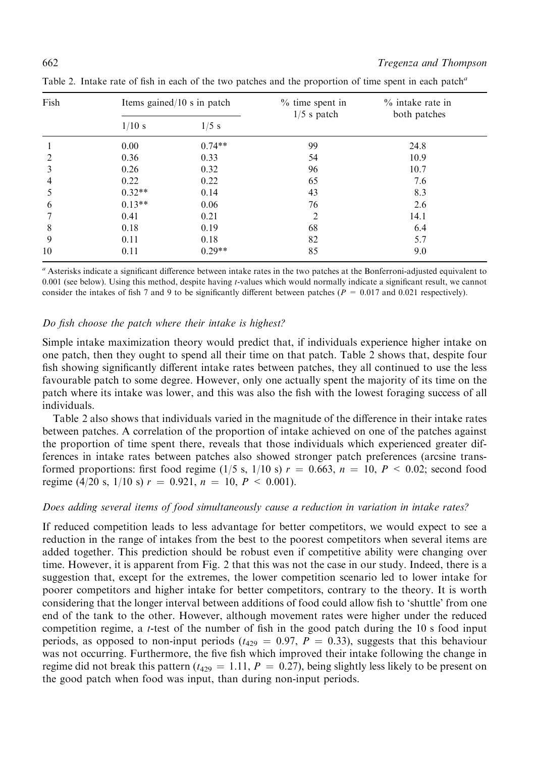Table 2. Intake rate of fish in each of the two patches and the proportion of time spent in each patch[a]

| Fish | Items gained/10 s in patch | | % time spent in 1/5 s patch | % intake rate in both patches |
|---|---|---|---|---|
| | 1/10 s | 1/5 s | | |
| 1 | 0.00 | 0.74** | 99 | 24.8 |
| 2 | 0.36 | 0.33 | 54 | 10.9 |
| 3 | 0.26 | 0.32 | 96 | 10.7 |
| 4 | 0.22 | 0.22 | 65 | 7.6 |
| 5 | 0.32** | 0.14 | 43 | 8.3 |
| 6 | 0.13** | 0.06 | 76 | 2.6 |
| 7 | 0.41 | 0.21 | 2 | 14.1 |
| 8 | 0.18 | 0.19 | 68 | 6.4 |
| 9 | 0.11 | 0.18 | 82 | 5.7 |
| 10 | 0.11 | 0.29** | 85 | 9.0 |

[a] Asterisks indicate a significant difference between intake rates in the two patches at the Bonferroni-adjusted equivalent to 0.001 (see below). Using this method, despite having *t*-values which would normally indicate a significant result, we cannot consider the intakes of fish 7 and 9 to be significantly different between patches ($P = 0.017$ and 0.021 respectively).

### *Do fish choose the patch where their intake is highest?*

Simple intake maximization theory would predict that, if individuals experience higher intake on one patch, then they ought to spend all their time on that patch. Table 2 shows that, despite four fish showing significantly different intake rates between patches, they all continued to use the less favourable patch to some degree. However, only one actually spent the majority of its time on the patch where its intake was lower, and this was also the fish with the lowest foraging success of all individuals.

Table 2 also shows that individuals varied in the magnitude of the difference in their intake rates between patches. A correlation of the proportion of intake achieved on one of the patches against the proportion of time spent there, reveals that those individuals which experienced greater differences in intake rates between patches also showed stronger patch preferences (arcsine transformed proportions: first food regime (1/5 s, 1/10 s) $r = 0.663$, $n = 10$, $P < 0.02$; second food regime (4/20 s, 1/10 s) $r = 0.921$, $n = 10$, $P < 0.001$).

### *Does adding several items of food simultaneously cause a reduction in variation in intake rates?*

If reduced competition leads to less advantage for better competitors, we would expect to see a reduction in the range of intakes from the best to the poorest competitors when several items are added together. This prediction should be robust even if competitive ability were changing over time. However, it is apparent from Fig. 2 that this was not the case in our study. Indeed, there is a suggestion that, except for the extremes, the lower competition scenario led to lower intake for poorer competitors and higher intake for better competitors, contrary to the theory. It is worth considering that the longer interval between additions of food could allow fish to 'shuttle' from one end of the tank to the other. However, although movement rates were higher under the reduced competition regime, a *t*-test of the number of fish in the good patch during the 10 s food input periods, as opposed to non-input periods ($t_{429} = 0.97$, $P = 0.33$), suggests that this behaviour was not occurring. Furthermore, the five fish which improved their intake following the change in regime did not break this pattern ($t_{429} = 1.11$, $P = 0.27$), being slightly less likely to be present on the good patch when food was input, than during non-input periods.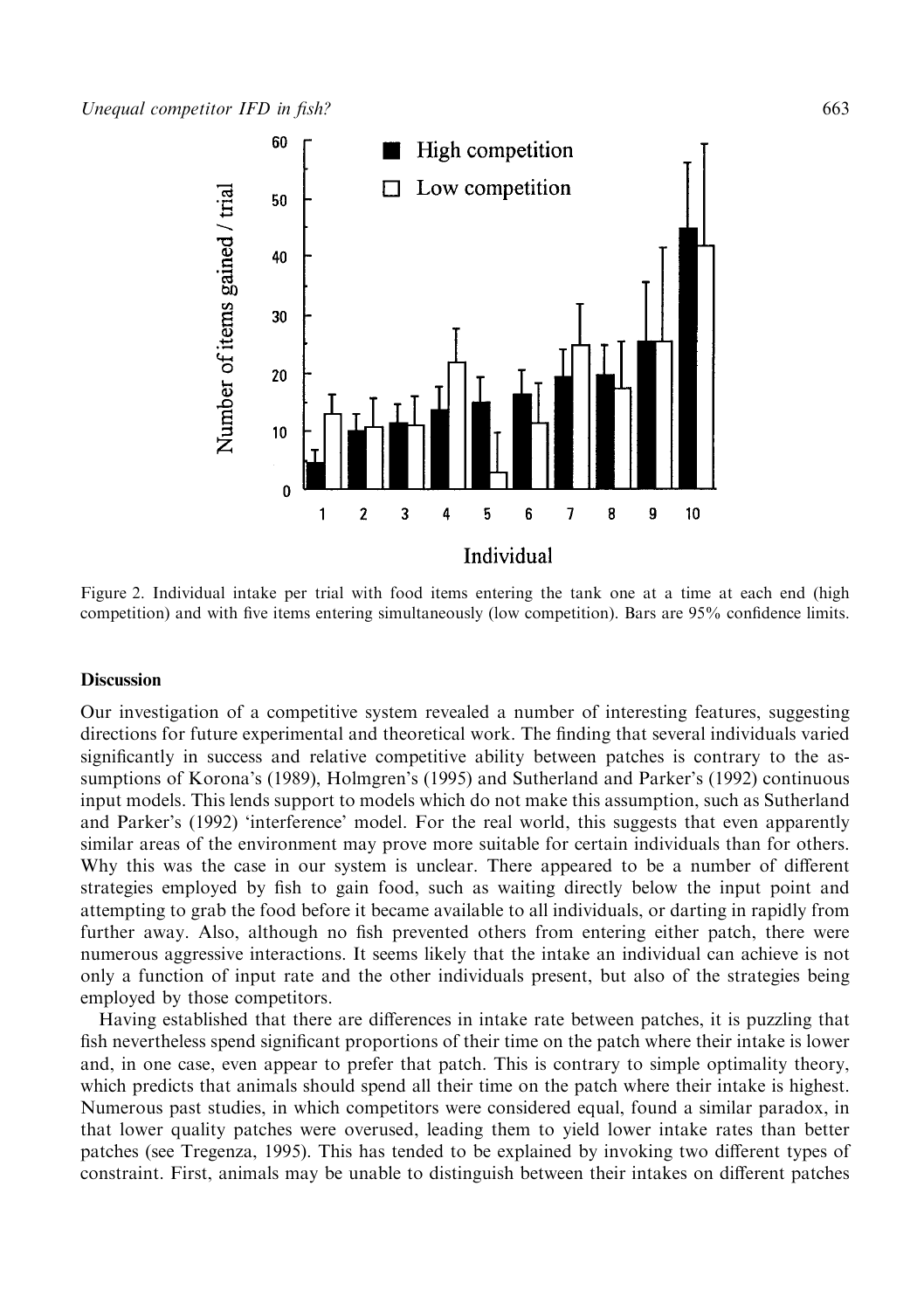Figure 2. Individual intake per trial with food items entering the tank one at a time at each end (high competition) and with five items entering simultaneously (low competition). Bars are 95% confidence limits.

## Discussion

Our investigation of a competitive system revealed a number of interesting features, suggesting directions for future experimental and theoretical work. The finding that several individuals varied significantly in success and relative competitive ability between patches is contrary to the assumptions of Korona's (1989), Holmgren's (1995) and Sutherland and Parker's (1992) continuous input models. This lends support to models which do not make this assumption, such as Sutherland and Parker's (1992) 'interference' model. For the real world, this suggests that even apparently similar areas of the environment may prove more suitable for certain individuals than for others. Why this was the case in our system is unclear. There appeared to be a number of different strategies employed by fish to gain food, such as waiting directly below the input point and attempting to grab the food before it became available to all individuals, or darting in rapidly from further away. Also, although no fish prevented others from entering either patch, there were numerous aggressive interactions. It seems likely that the intake an individual can achieve is not only a function of input rate and the other individuals present, but also of the strategies being employed by those competitors.

Having established that there are differences in intake rate between patches, it is puzzling that fish nevertheless spend significant proportions of their time on the patch where their intake is lower and, in one case, even appear to prefer that patch. This is contrary to simple optimality theory, which predicts that animals should spend all their time on the patch where their intake is highest. Numerous past studies, in which competitors were considered equal, found a similar paradox, in that lower quality patches were overused, leading them to yield lower intake rates than better patches (see Tregenza, 1995). This has tended to be explained by invoking two different types of constraint. First, animals may be unable to distinguish between their intakes on different patches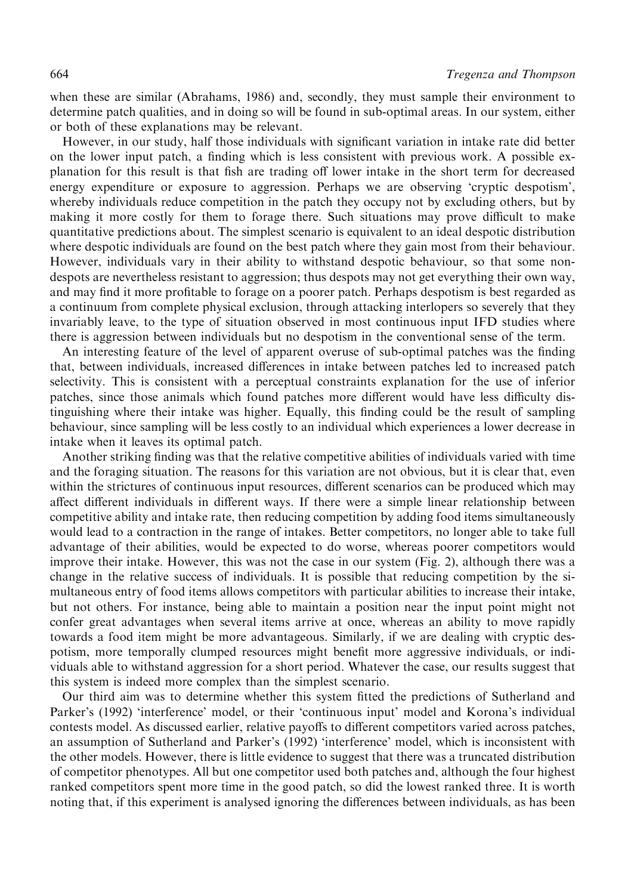when these are similar (Abrahams, 1986) and, secondly, they must sample their environment to determine patch qualities, and in doing so will be found in sub-optimal areas. In our system, either or both of these explanations may be relevant.

However, in our study, half those individuals with significant variation in intake rate did better on the lower input patch, a finding which is less consistent with previous work. A possible explanation for this result is that fish are trading off lower intake in the short term for decreased energy expenditure or exposure to aggression. Perhaps we are observing 'cryptic despotism', whereby individuals reduce competition in the patch they occupy not by excluding others, but by making it more costly for them to forage there. Such situations may prove difficult to make quantitative predictions about. The simplest scenario is equivalent to an ideal despotic distribution where despotic individuals are found on the best patch where they gain most from their behaviour. However, individuals vary in their ability to withstand despotic behaviour, so that some non-despots are nevertheless resistant to aggression; thus despots may not get everything their own way, and may find it more profitable to forage on a poorer patch. Perhaps despotism is best regarded as a continuum from complete physical exclusion, through attacking interlopers so severely that they invariably leave, to the type of situation observed in most continuous input IFD studies where there is aggression between individuals but no despotism in the conventional sense of the term.

An interesting feature of the level of apparent overuse of sub-optimal patches was the finding that, between individuals, increased differences in intake between patches led to increased patch selectivity. This is consistent with a perceptual constraints explanation for the use of inferior patches, since those animals which found patches more different would have less difficulty distinguishing where their intake was higher. Equally, this finding could be the result of sampling behaviour, since sampling will be less costly to an individual which experiences a lower decrease in intake when it leaves its optimal patch.

Another striking finding was that the relative competitive abilities of individuals varied with time and the foraging situation. The reasons for this variation are not obvious, but it is clear that, even within the strictures of continuous input resources, different scenarios can be produced which may affect different individuals in different ways. If there were a simple linear relationship between competitive ability and intake rate, then reducing competition by adding food items simultaneously would lead to a contraction in the range of intakes. Better competitors, no longer able to take full advantage of their abilities, would be expected to do worse, whereas poorer competitors would improve their intake. However, this was not the case in our system (Fig. 2), although there was a change in the relative success of individuals. It is possible that reducing competition by the simultaneous entry of food items allows competitors with particular abilities to increase their intake, but not others. For instance, being able to maintain a position near the input point might not confer great advantages when several items arrive at once, whereas an ability to move rapidly towards a food item might be more advantageous. Similarly, if we are dealing with cryptic despotism, more temporally clumped resources might benefit more aggressive individuals, or individuals able to withstand aggression for a short period. Whatever the case, our results suggest that this system is indeed more complex than the simplest scenario.

Our third aim was to determine whether this system fitted the predictions of Sutherland and Parker's (1992) 'interference' model, or their 'continuous input' model and Korona's individual contests model. As discussed earlier, relative payoffs to different competitors varied across patches, an assumption of Sutherland and Parker's (1992) 'interference' model, which is inconsistent with the other models. However, there is little evidence to suggest that there was a truncated distribution of competitor phenotypes. All but one competitor used both patches and, although the four highest ranked competitors spent more time in the good patch, so did the lowest ranked three. It is worth noting that, if this experiment is analysed ignoring the differences between individuals, as has been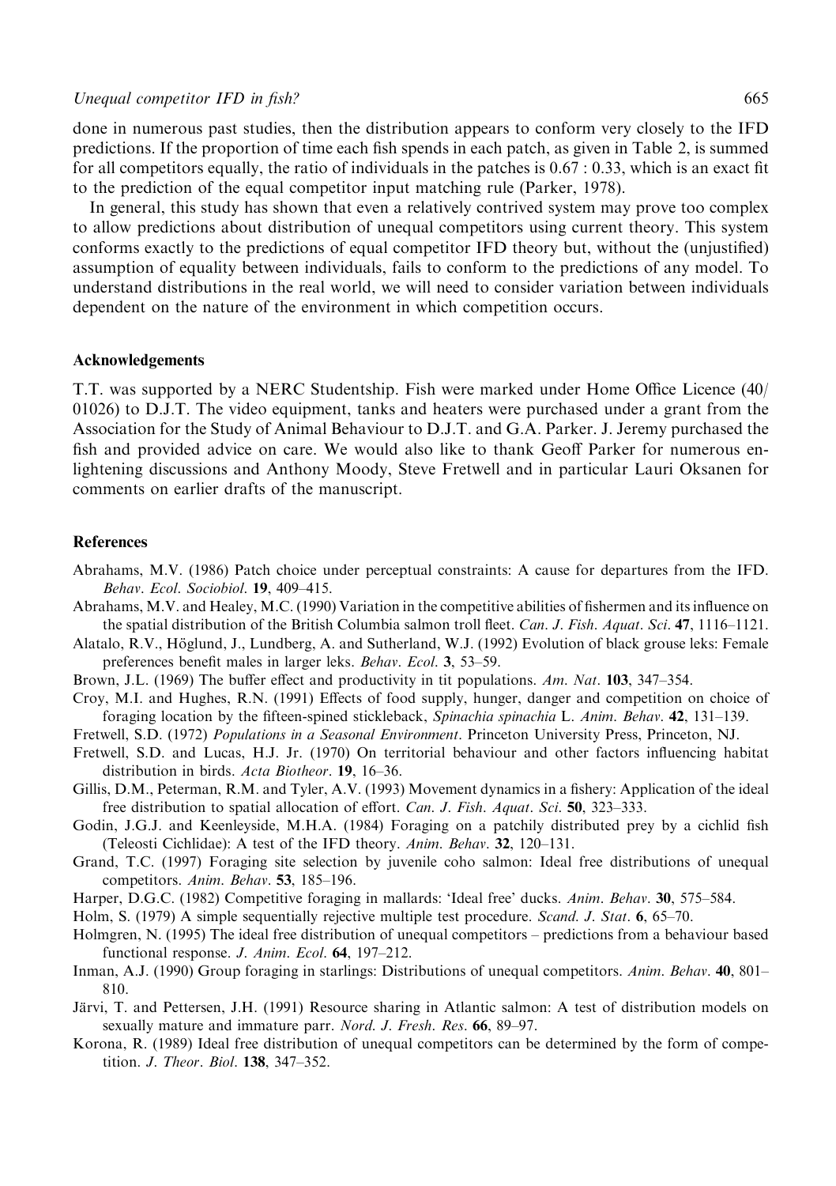done in numerous past studies, then the distribution appears to conform very closely to the IFD predictions. If the proportion of time each fish spends in each patch, as given in Table 2, is summed for all competitors equally, the ratio of individuals in the patches is 0.67 : 0.33, which is an exact fit to the prediction of the equal competitor input matching rule (Parker, 1978).

In general, this study has shown that even a relatively contrived system may prove too complex to allow predictions about distribution of unequal competitors using current theory. This system conforms exactly to the predictions of equal competitor IFD theory but, without the (unjustified) assumption of equality between individuals, fails to conform to the predictions of any model. To understand distributions in the real world, we will need to consider variation between individuals dependent on the nature of the environment in which competition occurs.

## Acknowledgements

T.T. was supported by a NERC Studentship. Fish were marked under Home Office Licence (40/01026) to D.J.T. The video equipment, tanks and heaters were purchased under a grant from the Association for the Study of Animal Behaviour to D.J.T. and G.A. Parker. J. Jeremy purchased the fish and provided advice on care. We would also like to thank Geoff Parker for numerous enlightening discussions and Anthony Moody, Steve Fretwell and in particular Lauri Oksanen for comments on earlier drafts of the manuscript.

## References

Abrahams, M.V. (1986) Patch choice under perceptual constraints: A cause for departures from the IFD. *Behav. Ecol. Sociobiol.* **19**, 409–415.

Abrahams, M.V. and Healey, M.C. (1990) Variation in the competitive abilities of fishermen and its influence on the spatial distribution of the British Columbia salmon troll fleet. *Can. J. Fish. Aquat. Sci.* **47**, 1116–1121.

Alatalo, R.V., Höglund, J., Lundberg, A. and Sutherland, W.J. (1992) Evolution of black grouse leks: Female preferences benefit males in larger leks. *Behav. Ecol.* **3**, 53–59.

Brown, J.L. (1969) The buffer effect and productivity in tit populations. *Am. Nat.* **103**, 347–354.

Croy, M.I. and Hughes, R.N. (1991) Effects of food supply, hunger, danger and competition on choice of foraging location by the fifteen-spined stickleback, *Spinachia spinachia* L. *Anim. Behav.* **42**, 131–139.

Fretwell, S.D. (1972) *Populations in a Seasonal Environment*. Princeton University Press, Princeton, NJ.

Fretwell, S.D. and Lucas, H.J. Jr. (1970) On territorial behaviour and other factors influencing habitat distribution in birds. *Acta Biotheor.* **19**, 16–36.

Gillis, D.M., Peterman, R.M. and Tyler, A.V. (1993) Movement dynamics in a fishery: Application of the ideal free distribution to spatial allocation of effort. *Can. J. Fish. Aquat. Sci.* **50**, 323–333.

Godin, J.G.J. and Keenleyside, M.H.A. (1984) Foraging on a patchily distributed prey by a cichlid fish (Teleosti Cichlidae): A test of the IFD theory. *Anim. Behav.* **32**, 120–131.

Grand, T.C. (1997) Foraging site selection by juvenile coho salmon: Ideal free distributions of unequal competitors. *Anim. Behav.* **53**, 185–196.

Harper, D.G.C. (1982) Competitive foraging in mallards: 'Ideal free' ducks. *Anim. Behav.* **30**, 575–584.

Holm, S. (1979) A simple sequentially rejective multiple test procedure. *Scand. J. Stat.* **6**, 65–70.

Holmgren, N. (1995) The ideal free distribution of unequal competitors – predictions from a behaviour based functional response. *J. Anim. Ecol.* **64**, 197–212.

Inman, A.J. (1990) Group foraging in starlings: Distributions of unequal competitors. *Anim. Behav.* **40**, 801–810.

Järvi, T. and Pettersen, J.H. (1991) Resource sharing in Atlantic salmon: A test of distribution models on sexually mature and immature parr. *Nord. J. Fresh. Res.* **66**, 89–97.

Korona, R. (1989) Ideal free distribution of unequal competitors can be determined by the form of competition. *J. Theor. Biol.* **138**, 347–352.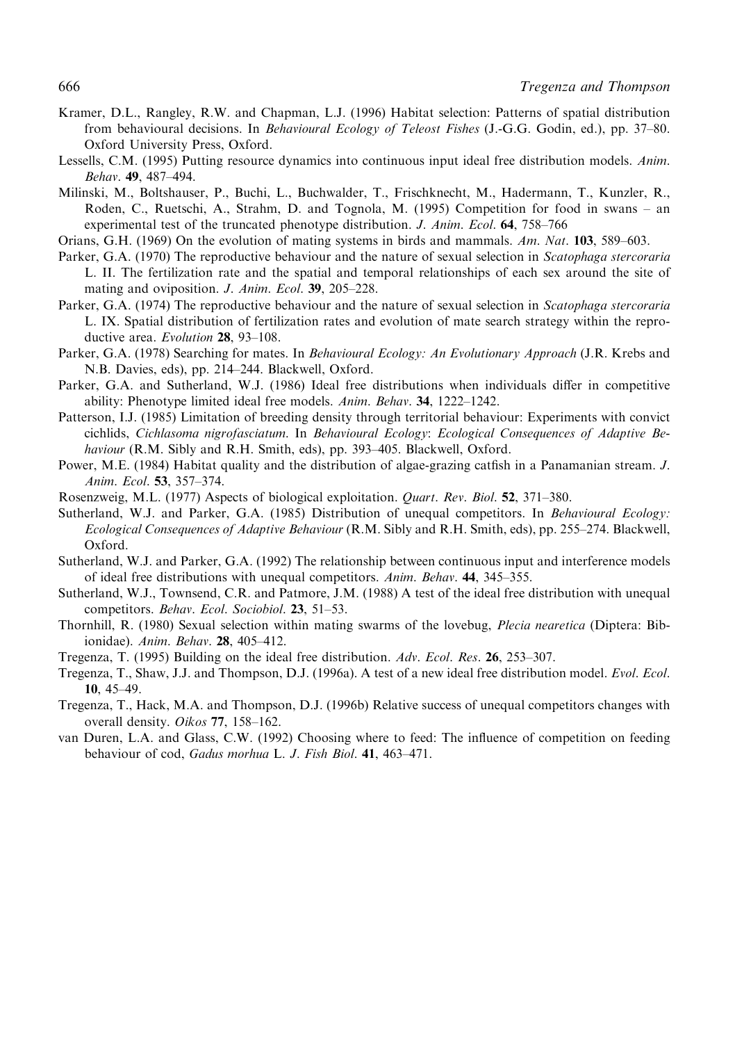Kramer, D.L., Rangley, R.W. and Chapman, L.J. (1996) Habitat selection: Patterns of spatial distribution from behavioural decisions. In *Behavioural Ecology of Teleost Fishes* (J.-G.G. Godin, ed.), pp. 37–80. Oxford University Press, Oxford.

Lessells, C.M. (1995) Putting resource dynamics into continuous input ideal free distribution models. *Anim. Behav*. **49**, 487–494.

Milinski, M., Boltshauser, P., Buchi, L., Buchwalder, T., Frischknecht, M., Hadermann, T., Kunzler, R., Roden, C., Ruetschi, A., Strahm, D. and Tognola, M. (1995) Competition for food in swans – an experimental test of the truncated phenotype distribution. *J. Anim. Ecol*. **64**, 758–766

Orians, G.H. (1969) On the evolution of mating systems in birds and mammals. *Am. Nat*. **103**, 589–603.

Parker, G.A. (1970) The reproductive behaviour and the nature of sexual selection in *Scatophaga stercoraria* L. II. The fertilization rate and the spatial and temporal relationships of each sex around the site of mating and oviposition. *J. Anim. Ecol*. **39**, 205–228.

Parker, G.A. (1974) The reproductive behaviour and the nature of sexual selection in *Scatophaga stercoraria* L. IX. Spatial distribution of fertilization rates and evolution of mate search strategy within the reproductive area. *Evolution* **28**, 93–108.

Parker, G.A. (1978) Searching for mates. In *Behavioural Ecology: An Evolutionary Approach* (J.R. Krebs and N.B. Davies, eds), pp. 214–244. Blackwell, Oxford.

Parker, G.A. and Sutherland, W.J. (1986) Ideal free distributions when individuals differ in competitive ability: Phenotype limited ideal free models. *Anim. Behav*. **34**, 1222–1242.

Patterson, I.J. (1985) Limitation of breeding density through territorial behaviour: Experiments with convict cichlids, *Cichlasoma nigrofasciatum*. In *Behavioural Ecology*: *Ecological Consequences of Adaptive Behaviour* (R.M. Sibly and R.H. Smith, eds), pp. 393–405. Blackwell, Oxford.

Power, M.E. (1984) Habitat quality and the distribution of algae-grazing catfish in a Panamanian stream. *J. Anim. Ecol*. **53**, 357–374.

Rosenzweig, M.L. (1977) Aspects of biological exploitation. *Quart. Rev. Biol*. **52**, 371–380.

Sutherland, W.J. and Parker, G.A. (1985) Distribution of unequal competitors. In *Behavioural Ecology: Ecological Consequences of Adaptive Behaviour* (R.M. Sibly and R.H. Smith, eds), pp. 255–274. Blackwell, Oxford.

Sutherland, W.J. and Parker, G.A. (1992) The relationship between continuous input and interference models of ideal free distributions with unequal competitors. *Anim. Behav*. **44**, 345–355.

Sutherland, W.J., Townsend, C.R. and Patmore, J.M. (1988) A test of the ideal free distribution with unequal competitors. *Behav. Ecol. Sociobiol*. **23**, 51–53.

Thornhill, R. (1980) Sexual selection within mating swarms of the lovebug, *Plecia nearetica* (Diptera: Bibionidae). *Anim. Behav*. **28**, 405–412.

Tregenza, T. (1995) Building on the ideal free distribution. *Adv. Ecol. Res*. **26**, 253–307.

Tregenza, T., Shaw, J.J. and Thompson, D.J. (1996a). A test of a new ideal free distribution model. *Evol. Ecol*. **10**, 45–49.

Tregenza, T., Hack, M.A. and Thompson, D.J. (1996b) Relative success of unequal competitors changes with overall density. *Oikos* **77**, 158–162.

van Duren, L.A. and Glass, C.W. (1992) Choosing where to feed: The influence of competition on feeding behaviour of cod, *Gadus morhua* L. *J. Fish Biol*. **41**, 463–471.